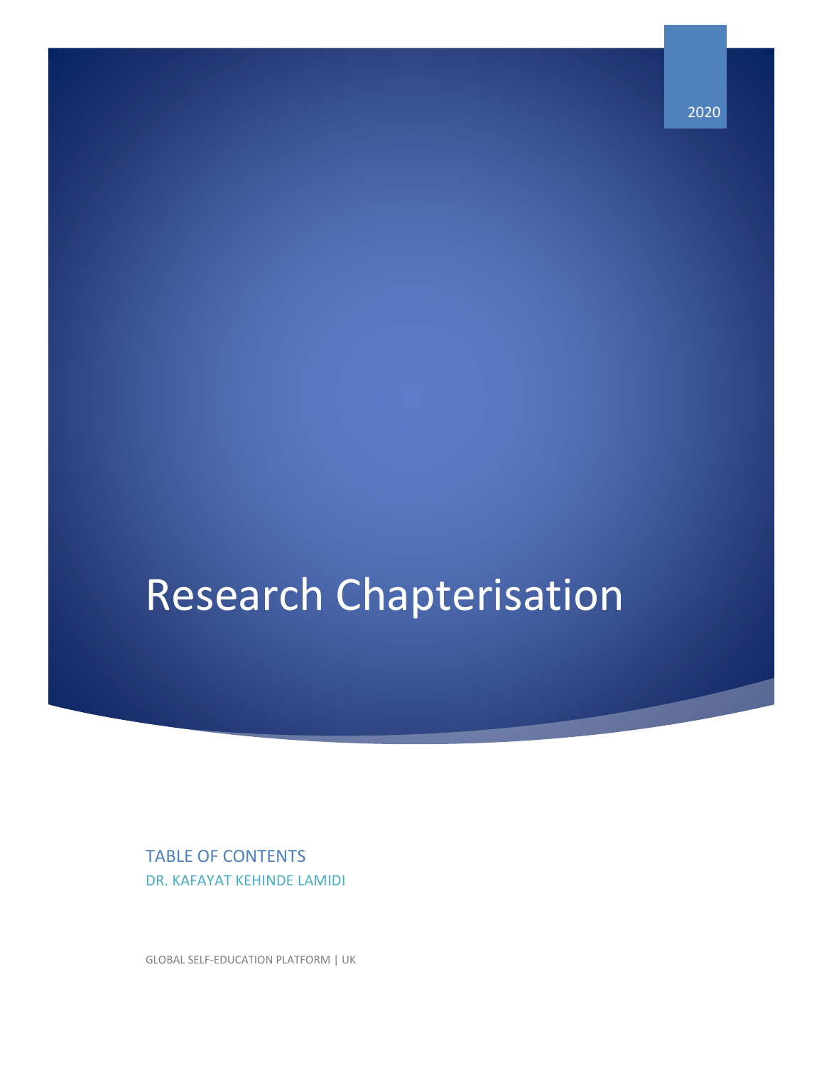2020

# Research Chapterisation

TABLE OF CONTENTS

DR. KAFAYAT KEHINDE LAMIDI

GLOBAL SELF-EDUCATION PLATFORM | UK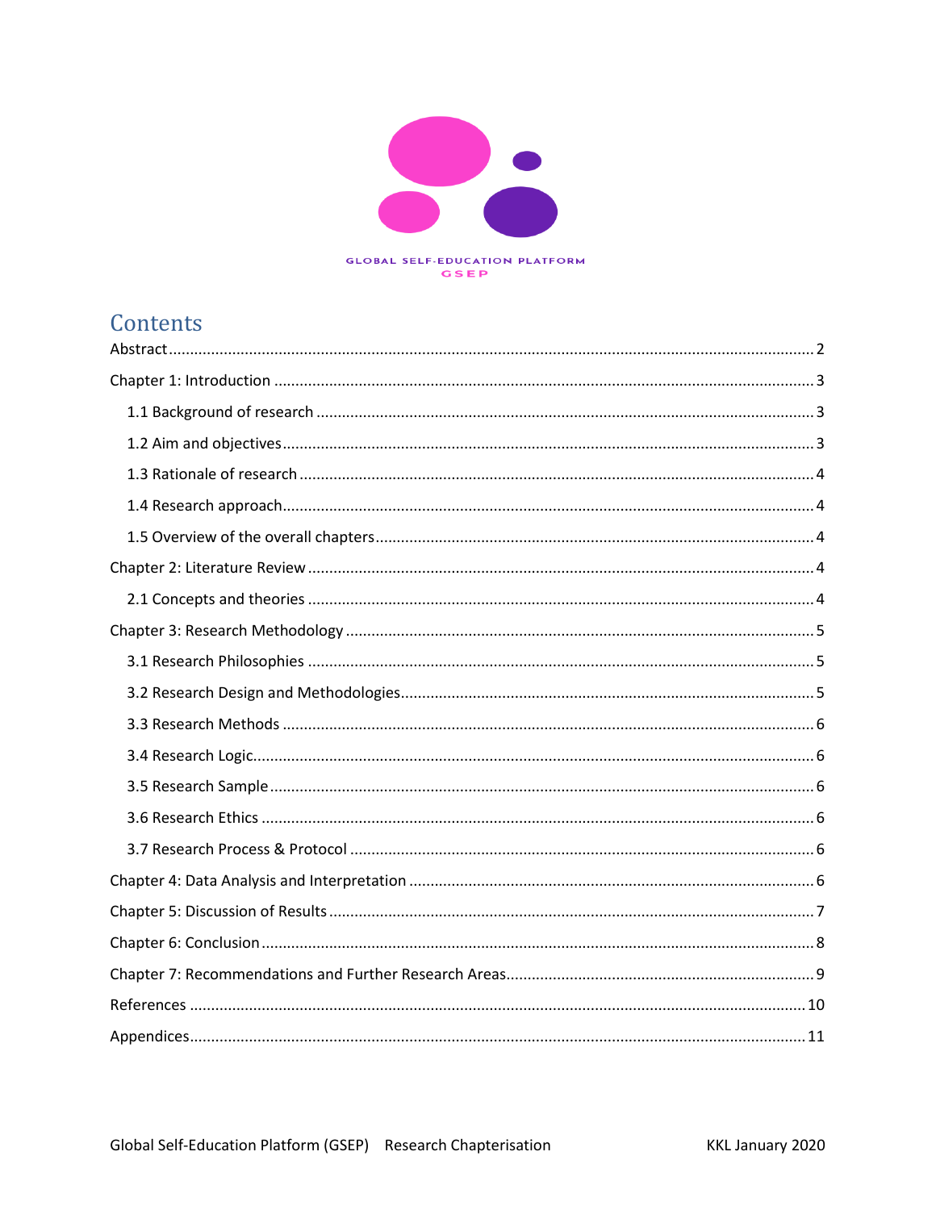GLOBAL SELF-EDUCATION PLATFORM
GSEP

# Contents

Abstract ..... 2

Chapter 1: Introduction ..... 3

- 1.1 Background of research ..... 3
- 1.2 Aim and objectives ..... 3
- 1.3 Rationale of research ..... 4
- 1.4 Research approach ..... 4
- 1.5 Overview of the overall chapters ..... 4

Chapter 2: Literature Review ..... 4

- 2.1 Concepts and theories ..... 4

Chapter 3: Research Methodology ..... 5

- 3.1 Research Philosophies ..... 5
- 3.2 Research Design and Methodologies ..... 5
- 3.3 Research Methods ..... 6
- 3.4 Research Logic ..... 6
- 3.5 Research Sample ..... 6
- 3.6 Research Ethics ..... 6
- 3.7 Research Process & Protocol ..... 6

Chapter 4: Data Analysis and Interpretation ..... 6

Chapter 5: Discussion of Results ..... 7

Chapter 6: Conclusion ..... 8

Chapter 7: Recommendations and Further Research Areas ..... 9

References ..... 10

Appendices ..... 11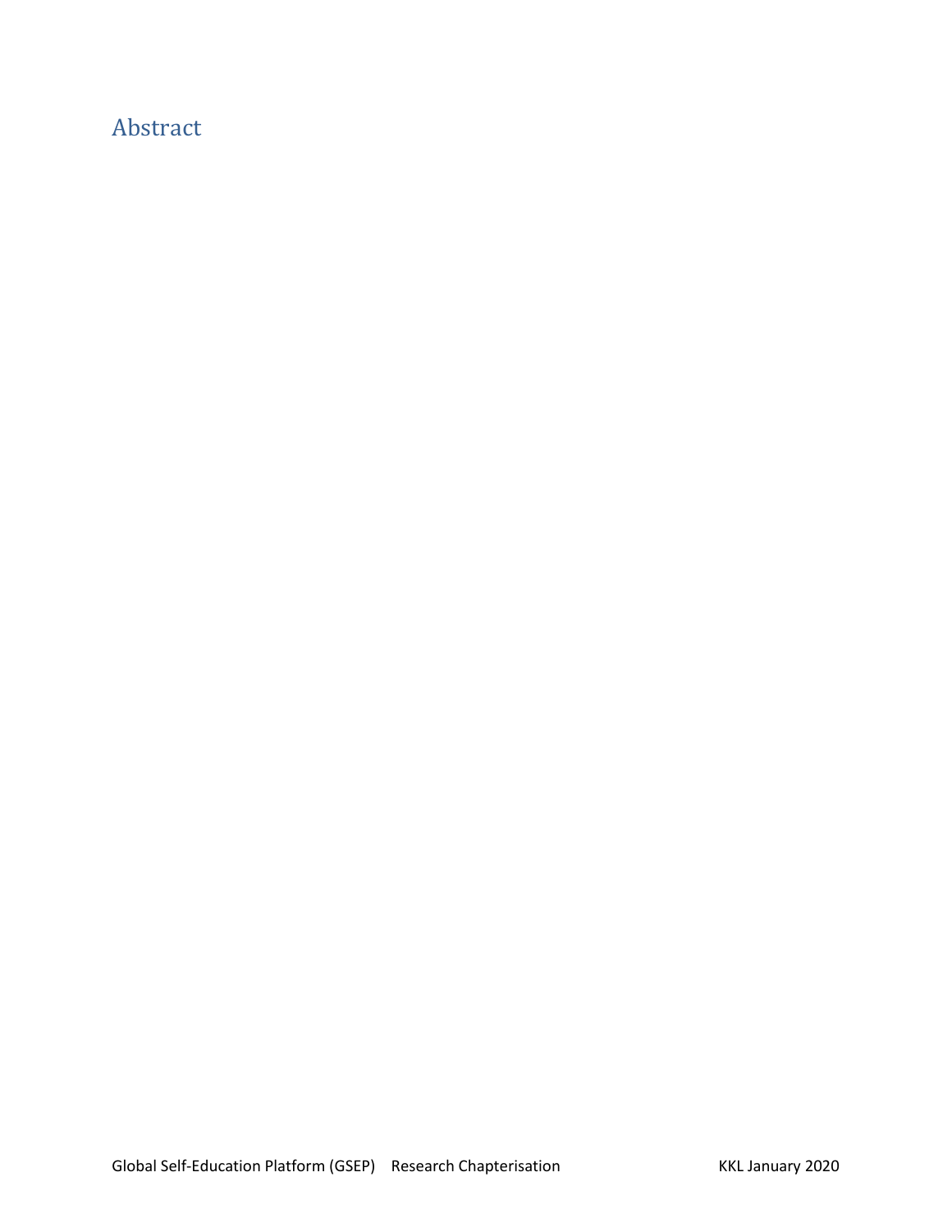# Abstract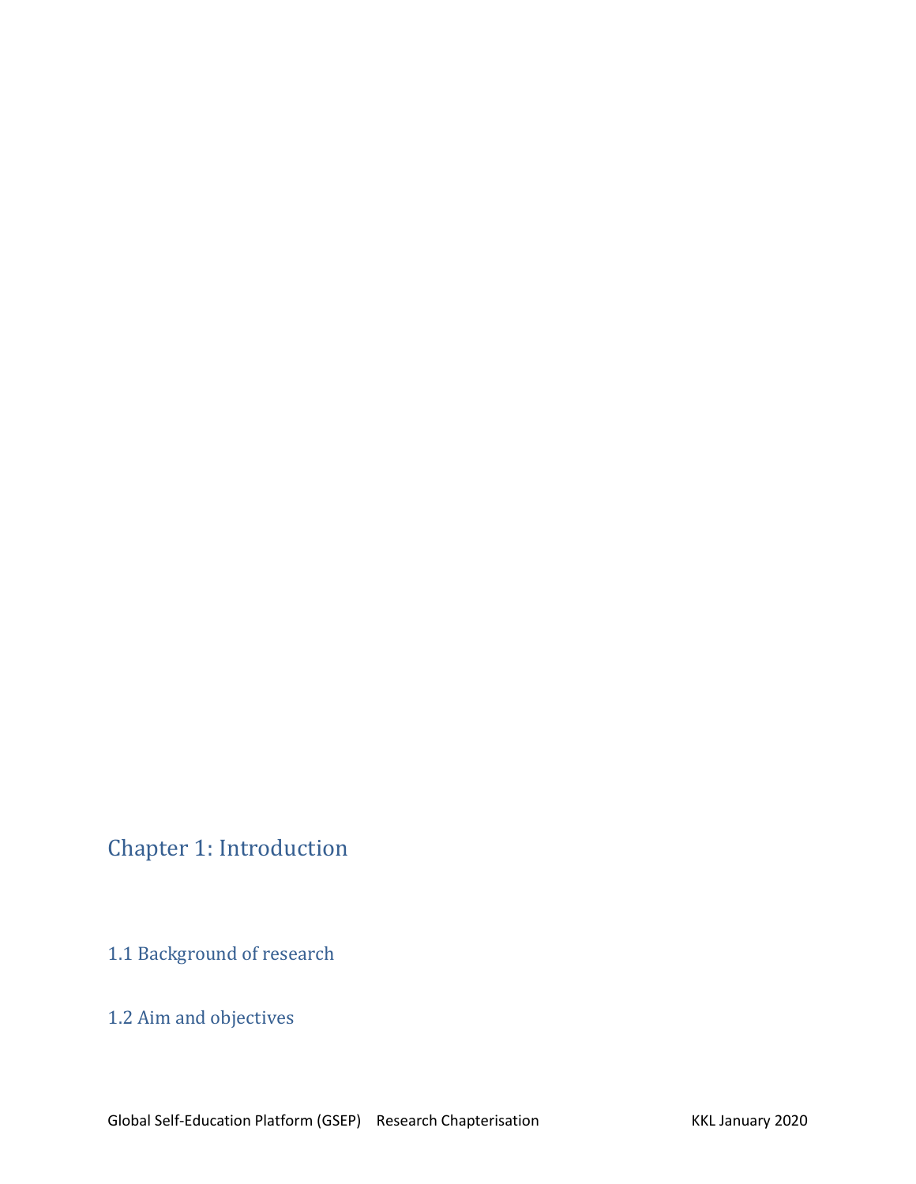# Chapter 1: Introduction

## 1.1 Background of research

## 1.2 Aim and objectives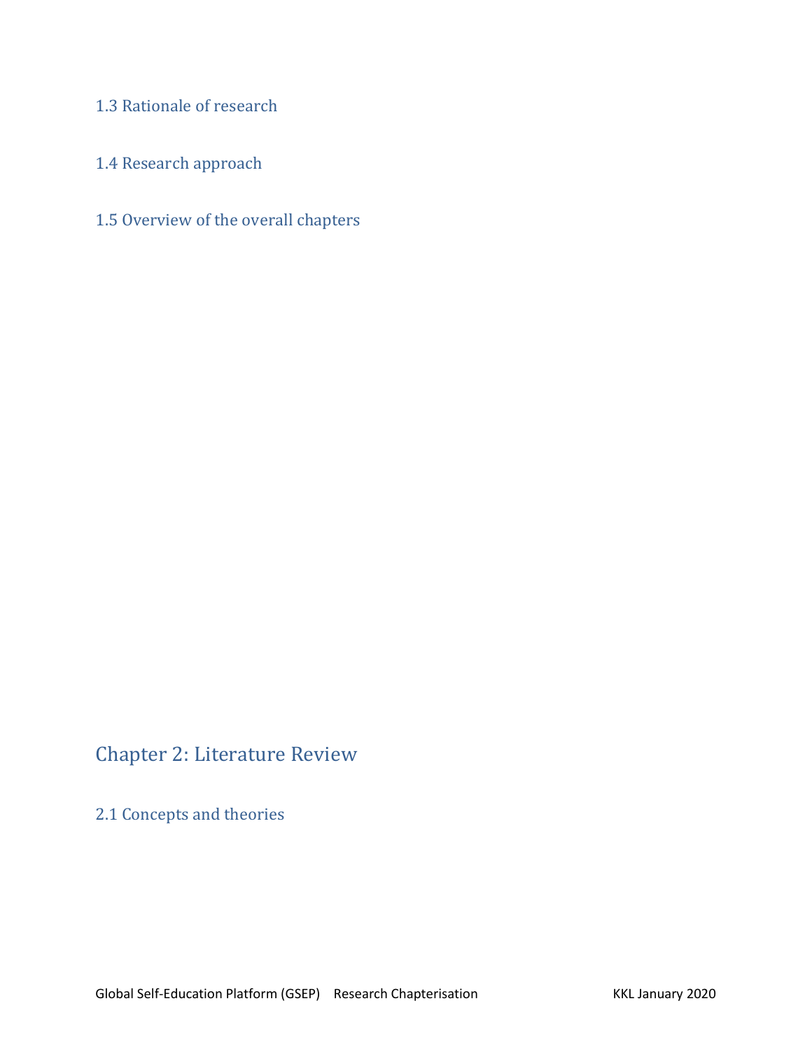### 1.3 Rationale of research

### 1.4 Research approach

### 1.5 Overview of the overall chapters

## Chapter 2: Literature Review

### 2.1 Concepts and theories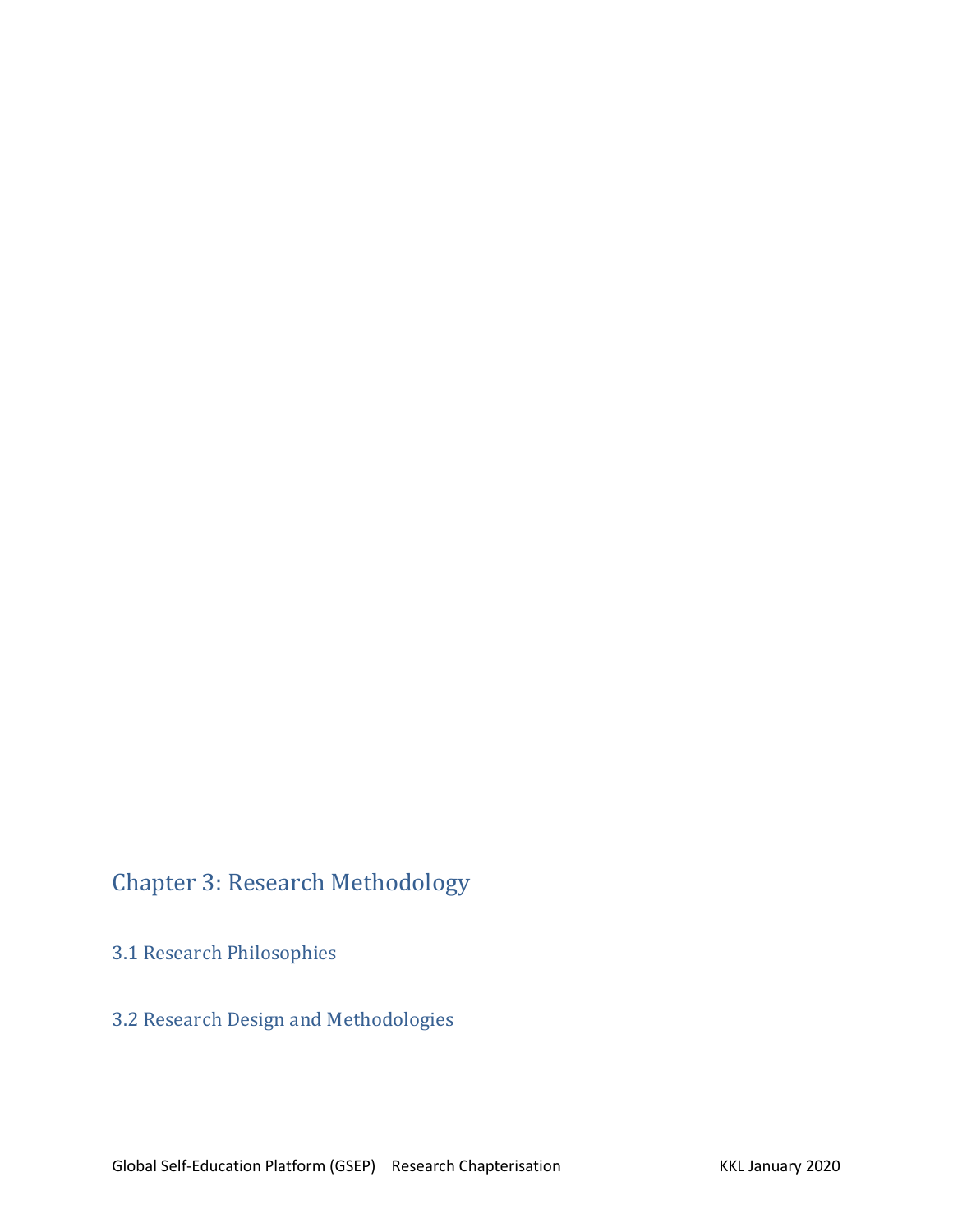## Chapter 3: Research Methodology

### 3.1 Research Philosophies

### 3.2 Research Design and Methodologies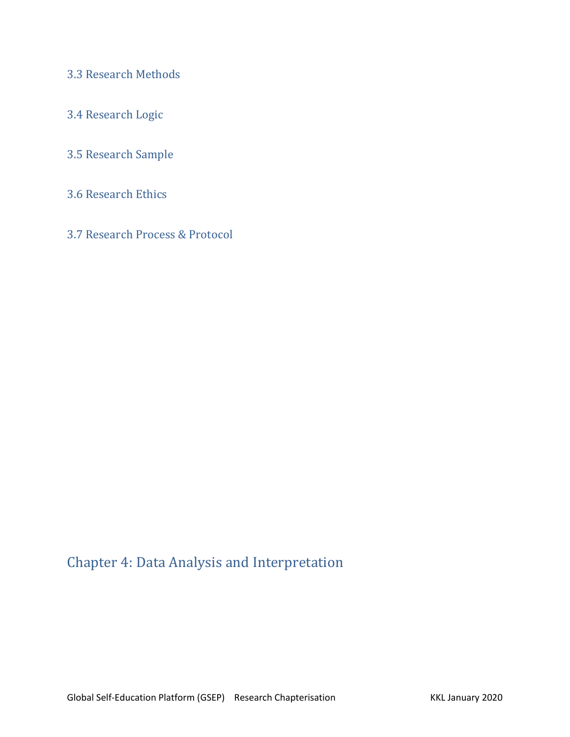### 3.3 Research Methods

### 3.4 Research Logic

### 3.5 Research Sample

### 3.6 Research Ethics

### 3.7 Research Process & Protocol

## Chapter 4: Data Analysis and Interpretation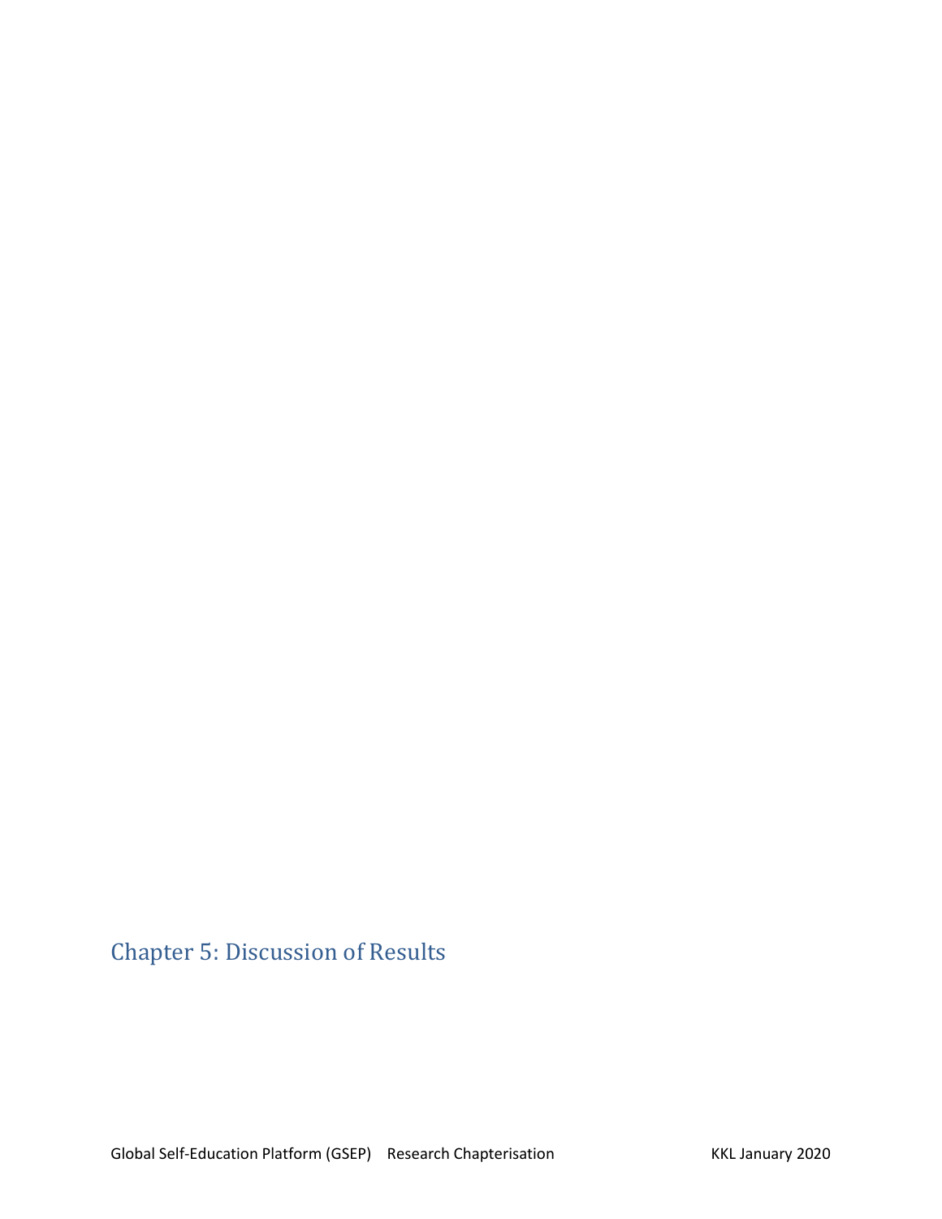# Chapter 5: Discussion of Results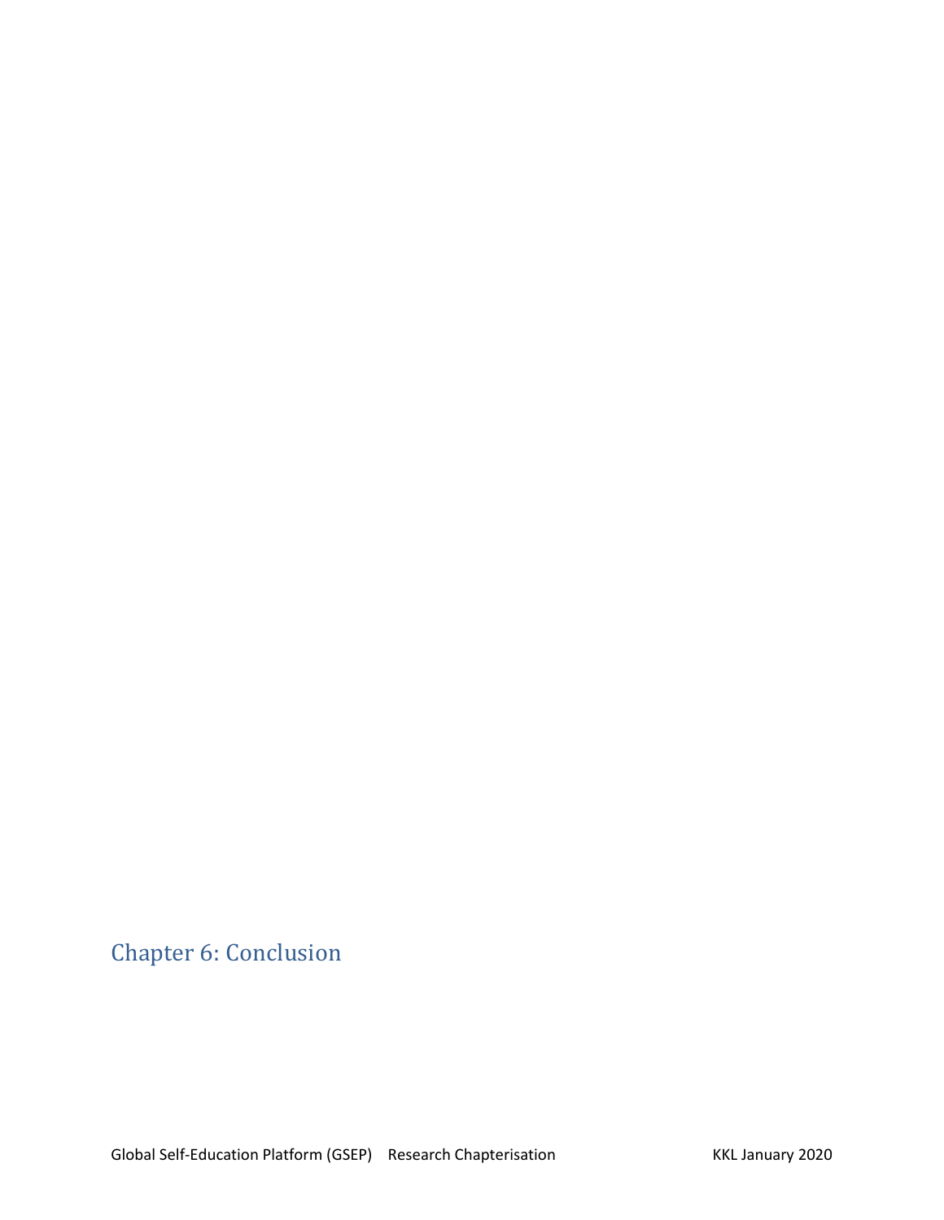## Chapter 6: Conclusion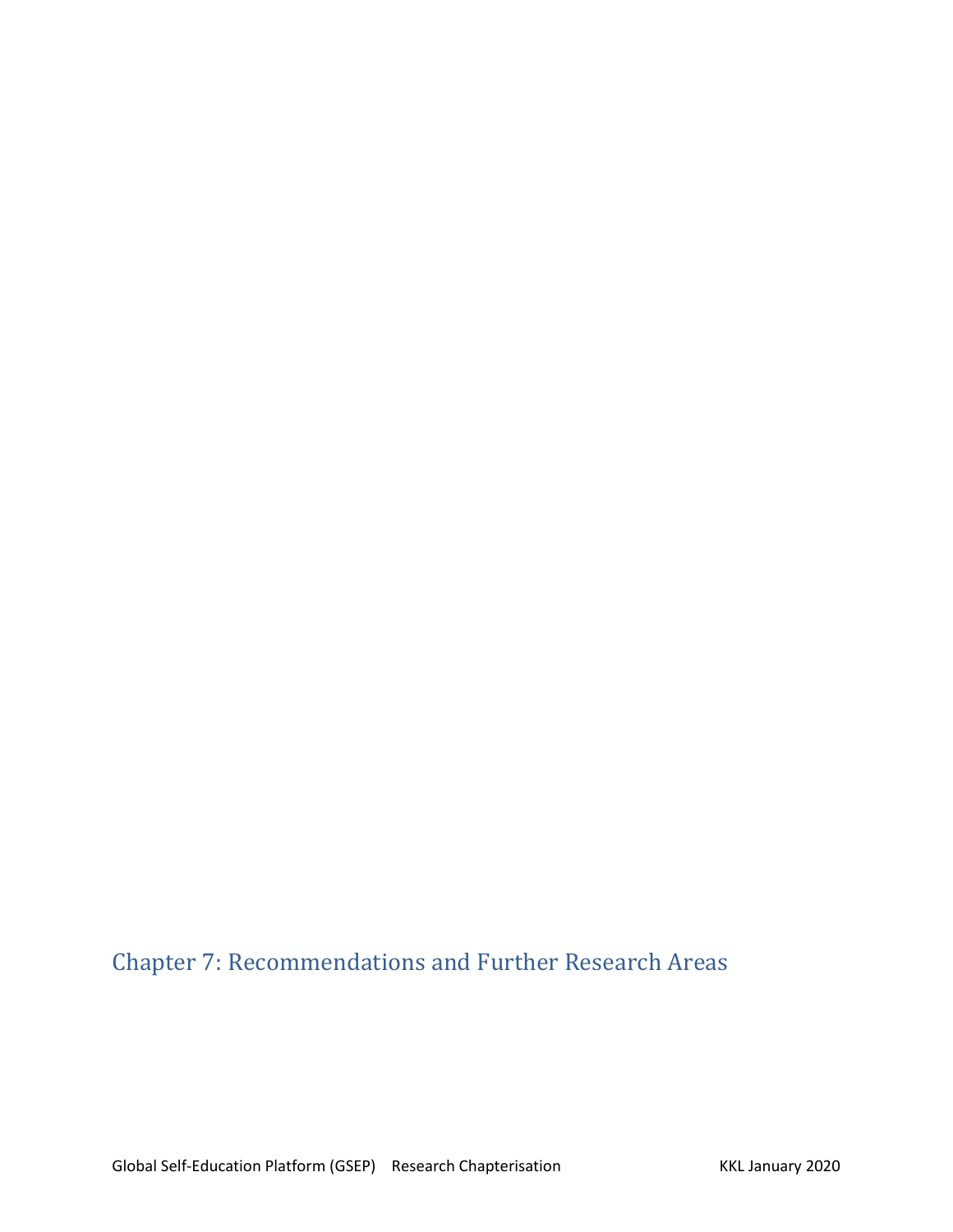# Chapter 7: Recommendations and Further Research Areas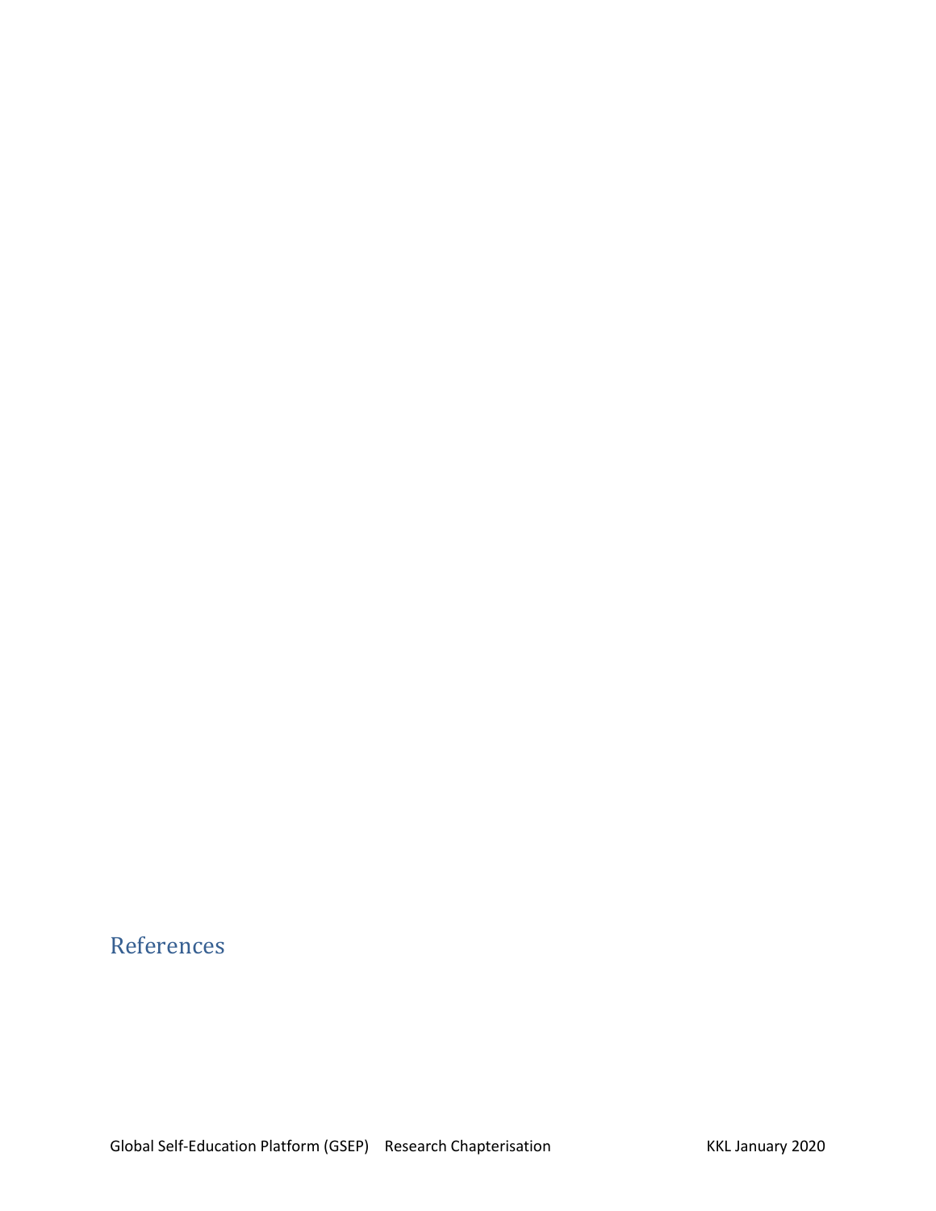# References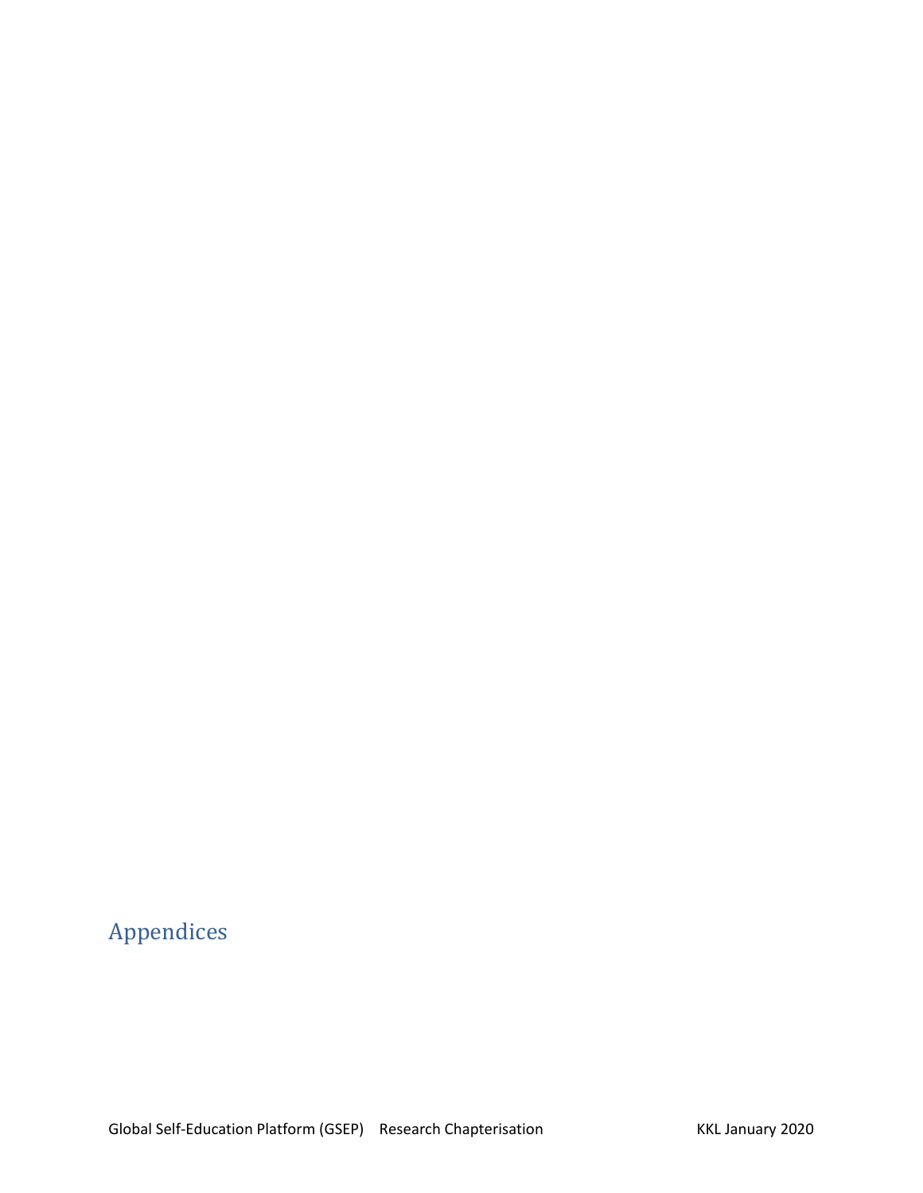# Appendices